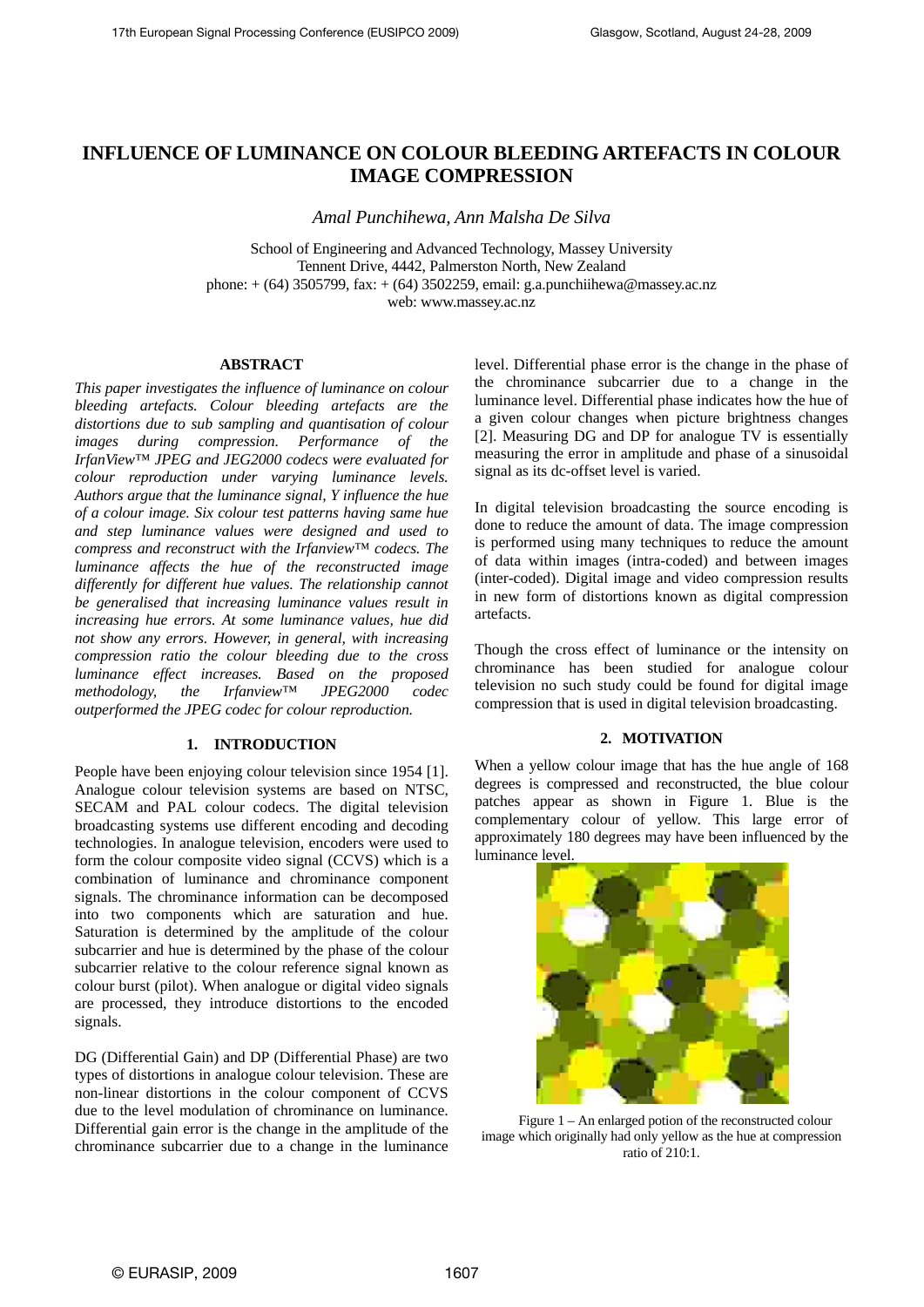# INFLUENCE OF LUMINANCE ON COLOUR BLEEDING ARTEFACTS IN COLOUR IMAGE COMPRESSION

*Amal Punchihewa, Ann Malsha De Silva*

School of Engineering and Advanced Technology, Massey University
Tennent Drive, 4442, Palmerston North, New Zealand
phone: + (64) 3505799, fax: + (64) 3502259, email: g.a.punchiihewa@massey.ac.nz
web: www.massey.ac.nz

## ABSTRACT

*This paper investigates the influence of luminance on colour bleeding artefacts. Colour bleeding artefacts are the distortions due to sub sampling and quantisation of colour images during compression. Performance of the IrfanView™ JPEG and JEG2000 codecs were evaluated for colour reproduction under varying luminance levels. Authors argue that the luminance signal, Y influence the hue of a colour image. Six colour test patterns having same hue and step luminance values were designed and used to compress and reconstruct with the Irfanview™ codecs. The luminance affects the hue of the reconstructed image differently for different hue values. The relationship cannot be generalised that increasing luminance values result in increasing hue errors. At some luminance values, hue did not show any errors. However, in general, with increasing compression ratio the colour bleeding due to the cross luminance effect increases. Based on the proposed methodology, the Irfanview™ JPEG2000 codec outperformed the JPEG codec for colour reproduction.*

## 1. INTRODUCTION

People have been enjoying colour television since 1954 [1]. Analogue colour television systems are based on NTSC, SECAM and PAL colour codecs. The digital television broadcasting systems use different encoding and decoding technologies. In analogue television, encoders were used to form the colour composite video signal (CCVS) which is a combination of luminance and chrominance component signals. The chrominance information can be decomposed into two components which are saturation and hue. Saturation is determined by the amplitude of the colour subcarrier and hue is determined by the phase of the colour subcarrier relative to the colour reference signal known as colour burst (pilot). When analogue or digital video signals are processed, they introduce distortions to the encoded signals.

DG (Differential Gain) and DP (Differential Phase) are two types of distortions in analogue colour television. These are non-linear distortions in the colour component of CCVS due to the level modulation of chrominance on luminance. Differential gain error is the change in the amplitude of the chrominance subcarrier due to a change in the luminance level. Differential phase error is the change in the phase of the chrominance subcarrier due to a change in the luminance level. Differential phase indicates how the hue of a given colour changes when picture brightness changes [2]. Measuring DG and DP for analogue TV is essentially measuring the error in amplitude and phase of a sinusoidal signal as its dc-offset level is varied.

In digital television broadcasting the source encoding is done to reduce the amount of data. The image compression is performed using many techniques to reduce the amount of data within images (intra-coded) and between images (inter-coded). Digital image and video compression results in new form of distortions known as digital compression artefacts.

Though the cross effect of luminance or the intensity on chrominance has been studied for analogue colour television no such study could be found for digital image compression that is used in digital television broadcasting.

## 2. MOTIVATION

When a yellow colour image that has the hue angle of 168 degrees is compressed and reconstructed, the blue colour patches appear as shown in Figure 1. Blue is the complementary colour of yellow. This large error of approximately 180 degrees may have been influenced by the luminance level.

Figure 1 – An enlarged potion of the reconstructed colour image which originally had only yellow as the hue at compression ratio of 210:1.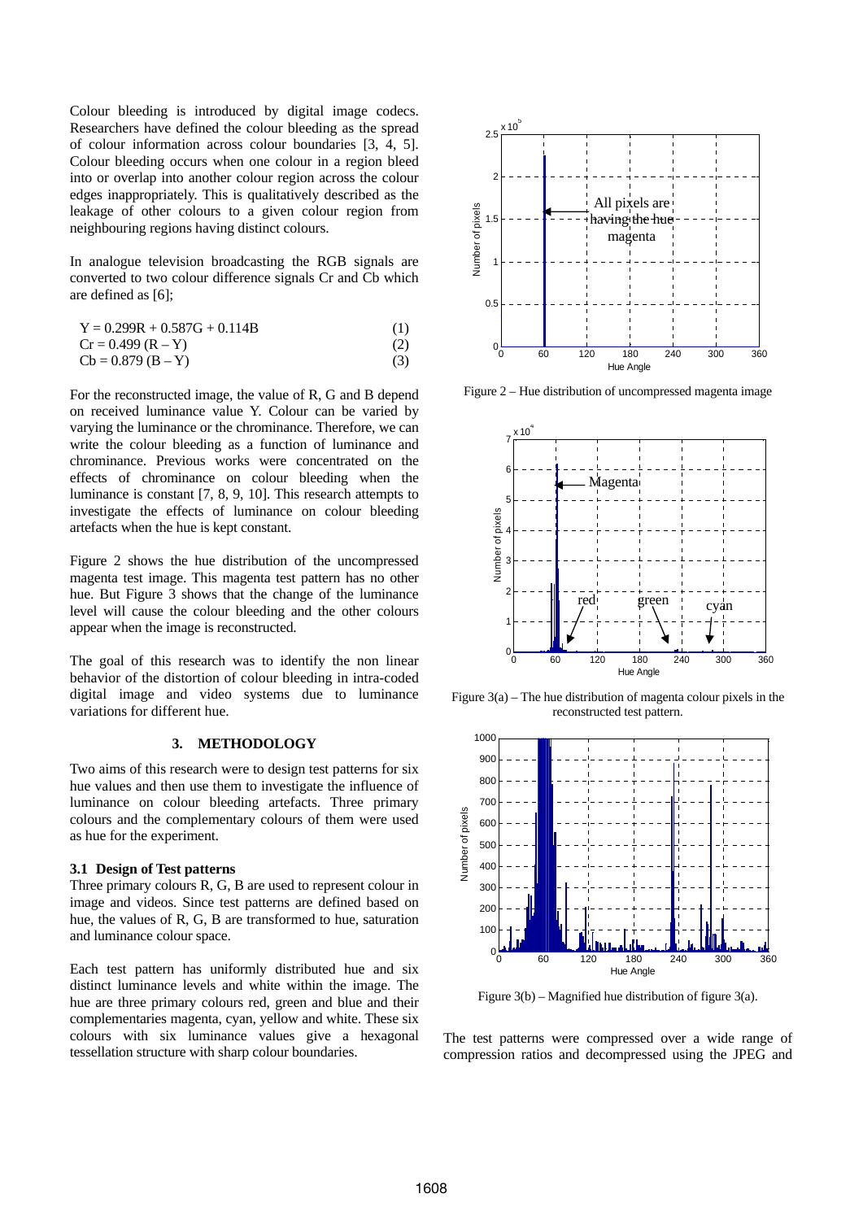Colour bleeding is introduced by digital image codecs. Researchers have defined the colour bleeding as the spread of colour information across colour boundaries [3, 4, 5]. Colour bleeding occurs when one colour in a region bleed into or overlap into another colour region across the colour edges inappropriately. This is qualitatively described as the leakage of other colours to a given colour region from neighbouring regions having distinct colours.

In analogue television broadcasting the RGB signals are converted to two colour difference signals Cr and Cb which are defined as [6];

$$Y = 0.299R + 0.587G + 0.114B \quad (1)$$

$$Cr = 0.499\,(R - Y) \quad (2)$$

$$Cb = 0.879\,(B - Y) \quad (3)$$

For the reconstructed image, the value of R, G and B depend on received luminance value Y. Colour can be varied by varying the luminance or the chrominance. Therefore, we can write the colour bleeding as a function of luminance and chrominance. Previous works were concentrated on the effects of chrominance on colour bleeding when the luminance is constant [7, 8, 9, 10]. This research attempts to investigate the effects of luminance on colour bleeding artefacts when the hue is kept constant.

Figure 2 shows the hue distribution of the uncompressed magenta test image. This magenta test pattern has no other hue. But Figure 3 shows that the change of the luminance level will cause the colour bleeding and the other colours appear when the image is reconstructed.

The goal of this research was to identify the non linear behavior of the distortion of colour bleeding in intra-coded digital image and video systems due to luminance variations for different hue.

## 3. METHODOLOGY

Two aims of this research were to design test patterns for six hue values and then use them to investigate the influence of luminance on colour bleeding artefacts. Three primary colours and the complementary colours of them were used as hue for the experiment.

### 3.1 Design of Test patterns

Three primary colours R, G, B are used to represent colour in image and videos. Since test patterns are defined based on hue, the values of R, G, B are transformed to hue, saturation and luminance colour space.

Each test pattern has uniformly distributed hue and six distinct luminance levels and white within the image. The hue are three primary colours red, green and blue and their complementaries magenta, cyan, yellow and white. These six colours with six luminance values give a hexagonal tessellation structure with sharp colour boundaries.

Figure 2 – Hue distribution of uncompressed magenta image

Figure 3(a) – The hue distribution of magenta colour pixels in the reconstructed test pattern.

Figure 3(b) – Magnified hue distribution of figure 3(a).

The test patterns were compressed over a wide range of compression ratios and decompressed using the JPEG and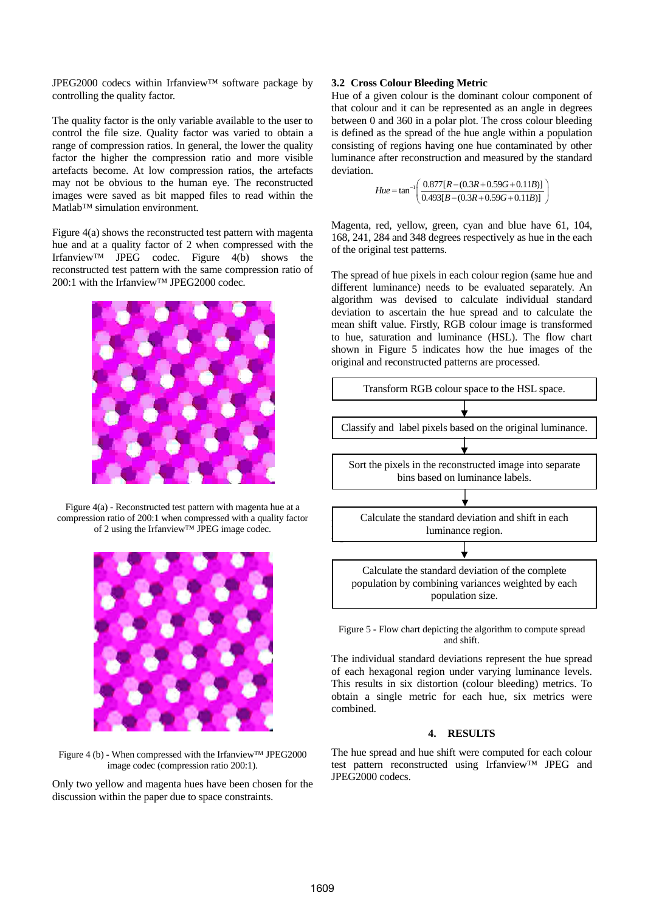JPEG2000 codecs within Irfanview™ software package by controlling the quality factor.

The quality factor is the only variable available to the user to control the file size. Quality factor was varied to obtain a range of compression ratios. In general, the lower the quality factor the higher the compression ratio and more visible artefacts become. At low compression ratios, the artefacts may not be obvious to the human eye. The reconstructed images were saved as bit mapped files to read within the Matlab™ simulation environment.

Figure 4(a) shows the reconstructed test pattern with magenta hue and at a quality factor of 2 when compressed with the Irfanview™ JPEG codec. Figure 4(b) shows the reconstructed test pattern with the same compression ratio of 200:1 with the Irfanview™ JPEG2000 codec.

Figure 4(a) - Reconstructed test pattern with magenta hue at a compression ratio of 200:1 when compressed with a quality factor of 2 using the Irfanview™ JPEG image codec.

Figure 4 (b) - When compressed with the Irfanview™ JPEG2000 image codec (compression ratio 200:1).

Only two yellow and magenta hues have been chosen for the discussion within the paper due to space constraints.

### 3.2 Cross Colour Bleeding Metric

Hue of a given colour is the dominant colour component of that colour and it can be represented as an angle in degrees between 0 and 360 in a polar plot. The cross colour bleeding is defined as the spread of the hue angle within a population consisting of regions having one hue contaminated by other luminance after reconstruction and measured by the standard deviation.

$$Hue = \tan^{-1}\left(\frac{0.877[R-(0.3R+0.59G+0.11B)]}{0.493[B-(0.3R+0.59G+0.11B)]}\right)$$

Magenta, red, yellow, green, cyan and blue have 61, 104, 168, 241, 284 and 348 degrees respectively as hue in the each of the original test patterns.

The spread of hue pixels in each colour region (same hue and different luminance) needs to be evaluated separately. An algorithm was devised to calculate individual standard deviation to ascertain the hue spread and to calculate the mean shift value. Firstly, RGB colour image is transformed to hue, saturation and luminance (HSL). The flow chart shown in Figure 5 indicates how the hue images of the original and reconstructed patterns are processed.

Transform RGB colour space to the HSL space.

↓

Classify and label pixels based on the original luminance.

↓

Sort the pixels in the reconstructed image into separate bins based on luminance labels.

↓

Calculate the standard deviation and shift in each luminance region.

↓

Calculate the standard deviation of the complete population by combining variances weighted by each population size.

Figure 5 - Flow chart depicting the algorithm to compute spread and shift.

The individual standard deviations represent the hue spread of each hexagonal region under varying luminance levels. This results in six distortion (colour bleeding) metrics. To obtain a single metric for each hue, six metrics were combined.

## 4. RESULTS

The hue spread and hue shift were computed for each colour test pattern reconstructed using Irfanview™ JPEG and JPEG2000 codecs.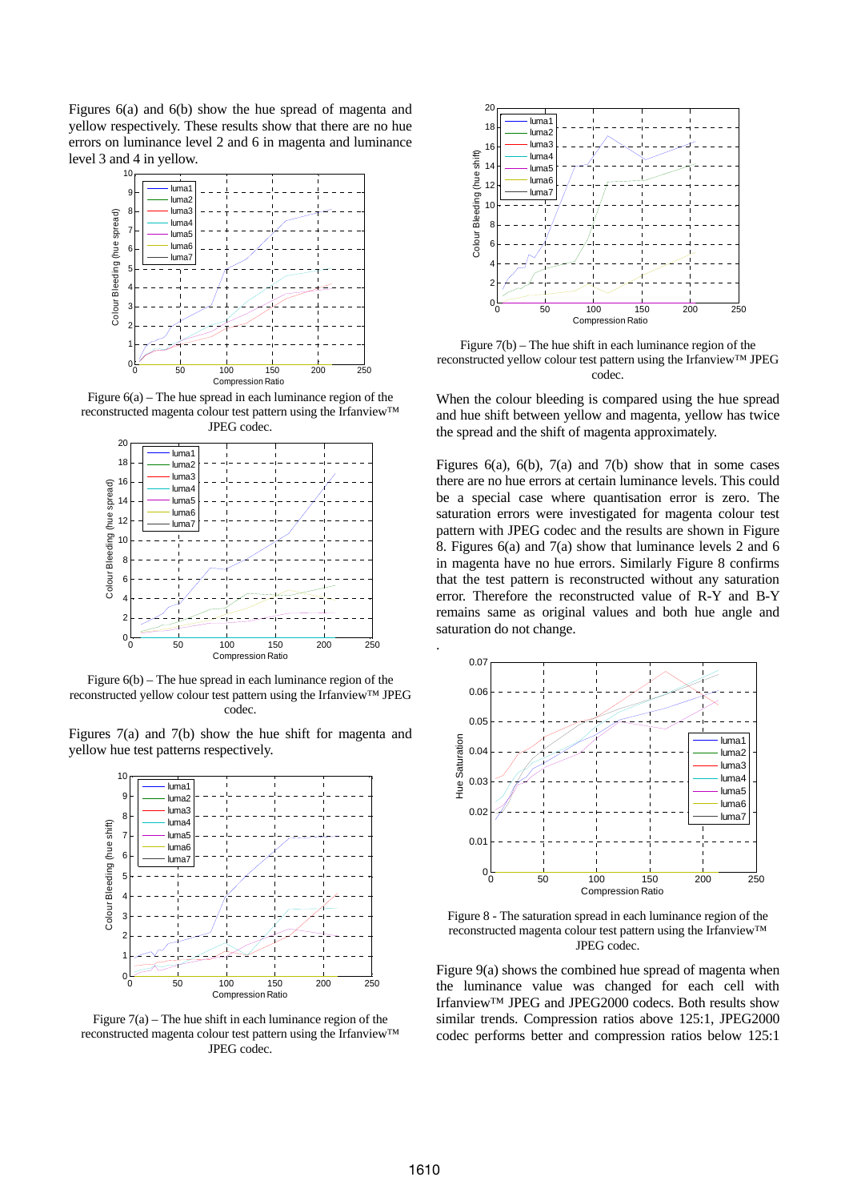Figures 6(a) and 6(b) show the hue spread of magenta and yellow respectively. These results show that there are no hue errors on luminance level 2 and 6 in magenta and luminance level 3 and 4 in yellow.

Figure 6(a) – The hue spread in each luminance region of the reconstructed magenta colour test pattern using the Irfanview™ JPEG codec.

Figure 6(b) – The hue spread in each luminance region of the reconstructed yellow colour test pattern using the Irfanview™ JPEG codec.

Figures 7(a) and 7(b) show the hue shift for magenta and yellow hue test patterns respectively.

Figure 7(a) – The hue shift in each luminance region of the reconstructed magenta colour test pattern using the Irfanview™ JPEG codec.

Figure 7(b) – The hue shift in each luminance region of the reconstructed yellow colour test pattern using the Irfanview™ JPEG codec.

When the colour bleeding is compared using the hue spread and hue shift between yellow and magenta, yellow has twice the spread and the shift of magenta approximately.

Figures 6(a), 6(b), 7(a) and 7(b) show that in some cases there are no hue errors at certain luminance levels. This could be a special case where quantisation error is zero. The saturation errors were investigated for magenta colour test pattern with JPEG codec and the results are shown in Figure 8. Figures 6(a) and 7(a) show that luminance levels 2 and 6 in magenta have no hue errors. Similarly Figure 8 confirms that the test pattern is reconstructed without any saturation error. Therefore the reconstructed value of R-Y and B-Y remains same as original values and both hue angle and saturation do not change.

Figure 8 - The saturation spread in each luminance region of the reconstructed magenta colour test pattern using the Irfanview™ JPEG codec.

Figure 9(a) shows the combined hue spread of magenta when the luminance value was changed for each cell with Irfanview™ JPEG and JPEG2000 codecs. Both results show similar trends. Compression ratios above 125:1, JPEG2000 codec performs better and compression ratios below 125:1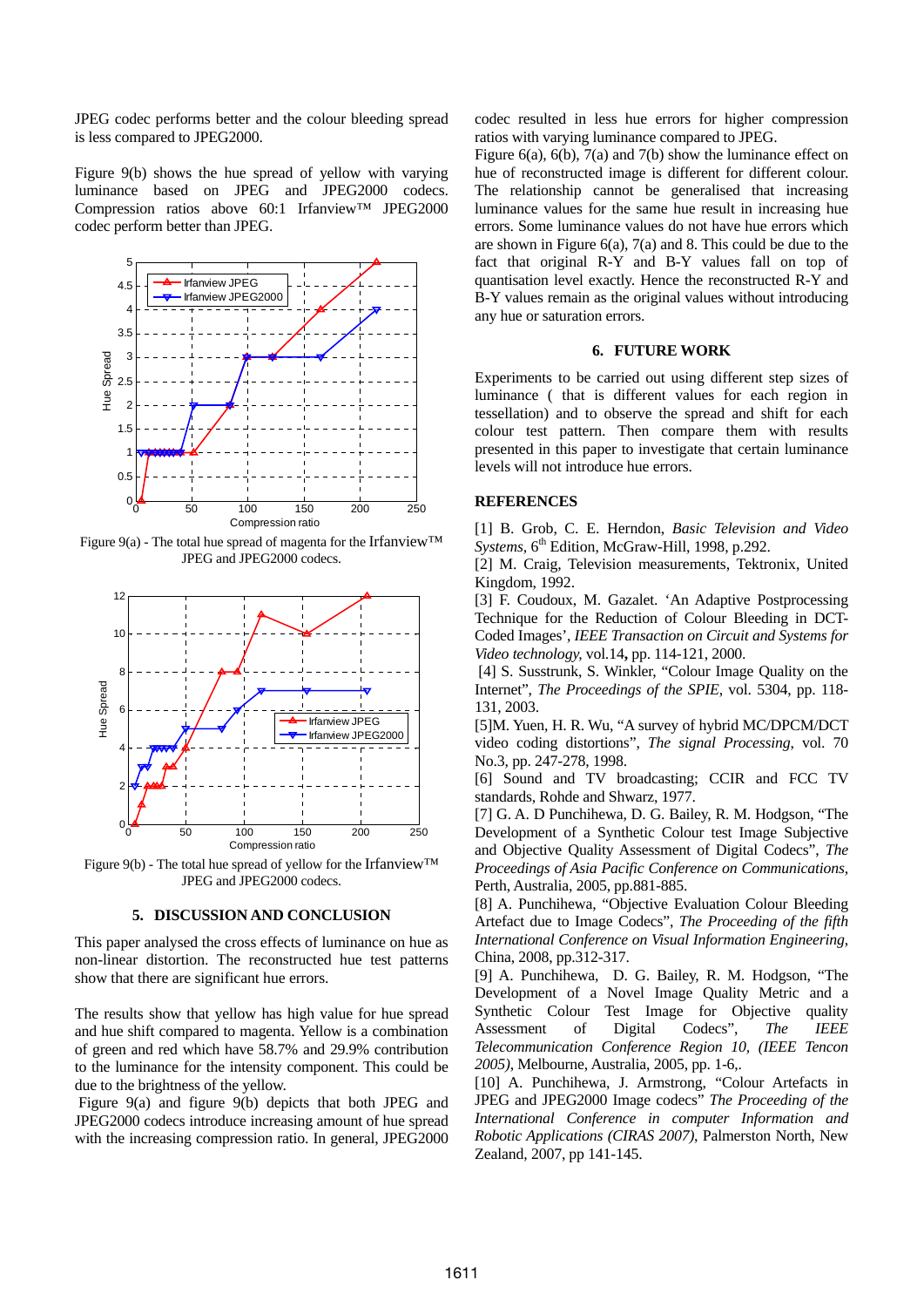JPEG codec performs better and the colour bleeding spread is less compared to JPEG2000.

Figure 9(b) shows the hue spread of yellow with varying luminance based on JPEG and JPEG2000 codecs. Compression ratios above 60:1 Irfanview™ JPEG2000 codec perform better than JPEG.

5
4.5
4
3.5
3
2.5
2
1.5
1
0.5
0
Hue Spread
0
50
100
150
200
250
Compression ratio
Irfanview JPEG
Irfanview JPEG2000

Figure 9(a) - The total hue spread of magenta for the Irfanview™ JPEG and JPEG2000 codecs.

12
10
8
6
4
2
0
Hue Spread
0
50
100
150
200
250
Compression ratio
Irfanview JPEG
Irfanview JPEG2000

Figure 9(b) - The total hue spread of yellow for the Irfanview™ JPEG and JPEG2000 codecs.

## 5. DISCUSSION AND CONCLUSION

This paper analysed the cross effects of luminance on hue as non-linear distortion. The reconstructed hue test patterns show that there are significant hue errors.

The results show that yellow has high value for hue spread and hue shift compared to magenta. Yellow is a combination of green and red which have 58.7% and 29.9% contribution to the luminance for the intensity component. This could be due to the brightness of the yellow.

Figure 9(a) and figure 9(b) depicts that both JPEG and JPEG2000 codecs introduce increasing amount of hue spread with the increasing compression ratio. In general, JPEG2000 codec resulted in less hue errors for higher compression ratios with varying luminance compared to JPEG.

Figure 6(a), 6(b), 7(a) and 7(b) show the luminance effect on hue of reconstructed image is different for different colour. The relationship cannot be generalised that increasing luminance values for the same hue result in increasing hue errors. Some luminance values do not have hue errors which are shown in Figure 6(a), 7(a) and 8. This could be due to the fact that original R-Y and B-Y values fall on top of quantisation level exactly. Hence the reconstructed R-Y and B-Y values remain as the original values without introducing any hue or saturation errors.

## 6. FUTURE WORK

Experiments to be carried out using different step sizes of luminance ( that is different values for each region in tessellation) and to observe the spread and shift for each colour test pattern. Then compare them with results presented in this paper to investigate that certain luminance levels will not introduce hue errors.

## REFERENCES

[1] B. Grob, C. E. Herndon, *Basic Television and Video Systems*, 6th Edition, McGraw-Hill, 1998, p.292.

[2] M. Craig, Television measurements, Tektronix, United Kingdom, 1992.

[3] F. Coudoux, M. Gazalet. 'An Adaptive Postprocessing Technique for the Reduction of Colour Bleeding in DCT-Coded Images', *IEEE Transaction on Circuit and Systems for Video technology,* vol.14**,** pp. 114-121, 2000.

[4] S. Susstrunk, S. Winkler, "Colour Image Quality on the Internet", *The Proceedings of the SPIE*, vol. 5304, pp. 118-131, 2003.

[5]M. Yuen, H. R. Wu, "A survey of hybrid MC/DPCM/DCT video coding distortions", *The signal Processing*, vol. 70 No.3, pp. 247-278, 1998.

[6] Sound and TV broadcasting; CCIR and FCC TV standards, Rohde and Shwarz, 1977.

[7] G. A. D Punchihewa, D. G. Bailey, R. M. Hodgson, "The Development of a Synthetic Colour test Image Subjective and Objective Quality Assessment of Digital Codecs", *The Proceedings of Asia Pacific Conference on Communications*, Perth, Australia, 2005, pp.881-885.

[8] A. Punchihewa, "Objective Evaluation Colour Bleeding Artefact due to Image Codecs", *The Proceeding of the fifth International Conference on Visual Information Engineering*, China, 2008, pp.312-317.

[9] A. Punchihewa, D. G. Bailey, R. M. Hodgson, "The Development of a Novel Image Quality Metric and a Synthetic Colour Test Image for Objective quality Assessment of Digital Codecs", *The IEEE Telecommunication Conference Region 10, (IEEE Tencon 2005)*, Melbourne, Australia, 2005, pp. 1-6,.

[10] A. Punchihewa, J. Armstrong, "Colour Artefacts in JPEG and JPEG2000 Image codecs" *The Proceeding of the International Conference in computer Information and Robotic Applications (CIRAS 2007)*, Palmerston North, New Zealand, 2007, pp 141-145.